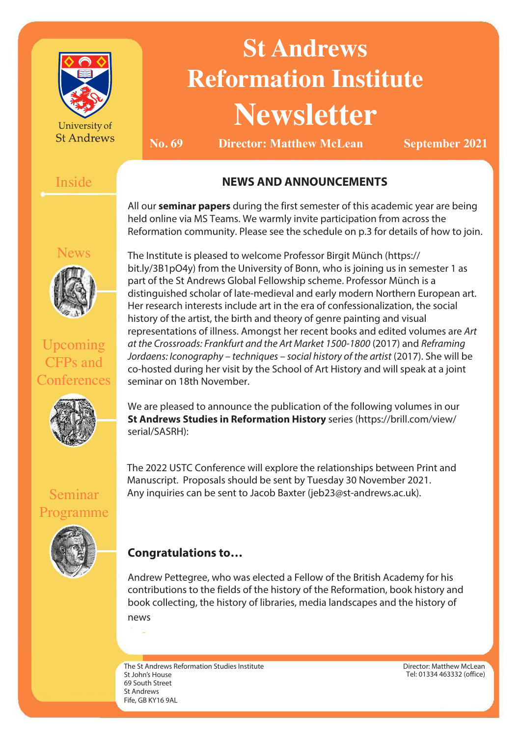University of St Andrews

# St Andrews Reformation Institute Newsletter

**No. 69** **Director: Matthew McLean** **September 2021**

Inside

News

Upcoming CFPs and Conferences

Seminar Programme

## NEWS AND ANNOUNCEMENTS

All our **seminar papers** during the first semester of this academic year are being held online via MS Teams. We warmly invite participation from across the Reformation community. Please see the schedule on p.3 for details of how to join.

The Institute is pleased to welcome Professor Birgit Münch (https://bit.ly/3B1pO4y) from the University of Bonn, who is joining us in semester 1 as part of the St Andrews Global Fellowship scheme. Professor Münch is a distinguished scholar of late-medieval and early modern Northern European art. Her research interests include art in the era of confessionalization, the social history of the artist, the birth and theory of genre painting and visual representations of illness. Amongst her recent books and edited volumes are *Art at the Crossroads: Frankfurt and the Art Market 1500-1800* (2017) and *Reframing Jordaens: Iconography – techniques – social history of the artist* (2017). She will be co-hosted during her visit by the School of Art History and will speak at a joint seminar on 18th November.

We are pleased to announce the publication of the following volumes in our **St Andrews Studies in Reformation History** series (https://brill.com/view/serial/SASRH):

The 2022 USTC Conference will explore the relationships between Print and Manuscript. Proposals should be sent by Tuesday 30 November 2021. Any inquiries can be sent to Jacob Baxter (jeb23@st-andrews.ac.uk).

### Congratulations to…

Andrew Pettegree, who was elected a Fellow of the British Academy for his contributions to the fields of the history of the Reformation, book history and book collecting, the history of libraries, media landscapes and the history of news

The St Andrews Reformation Studies Institute
St John's House
69 South Street
St Andrews
Fife, GB KY16 9AL

Director: Matthew McLean
Tel: 01334 463332 (office)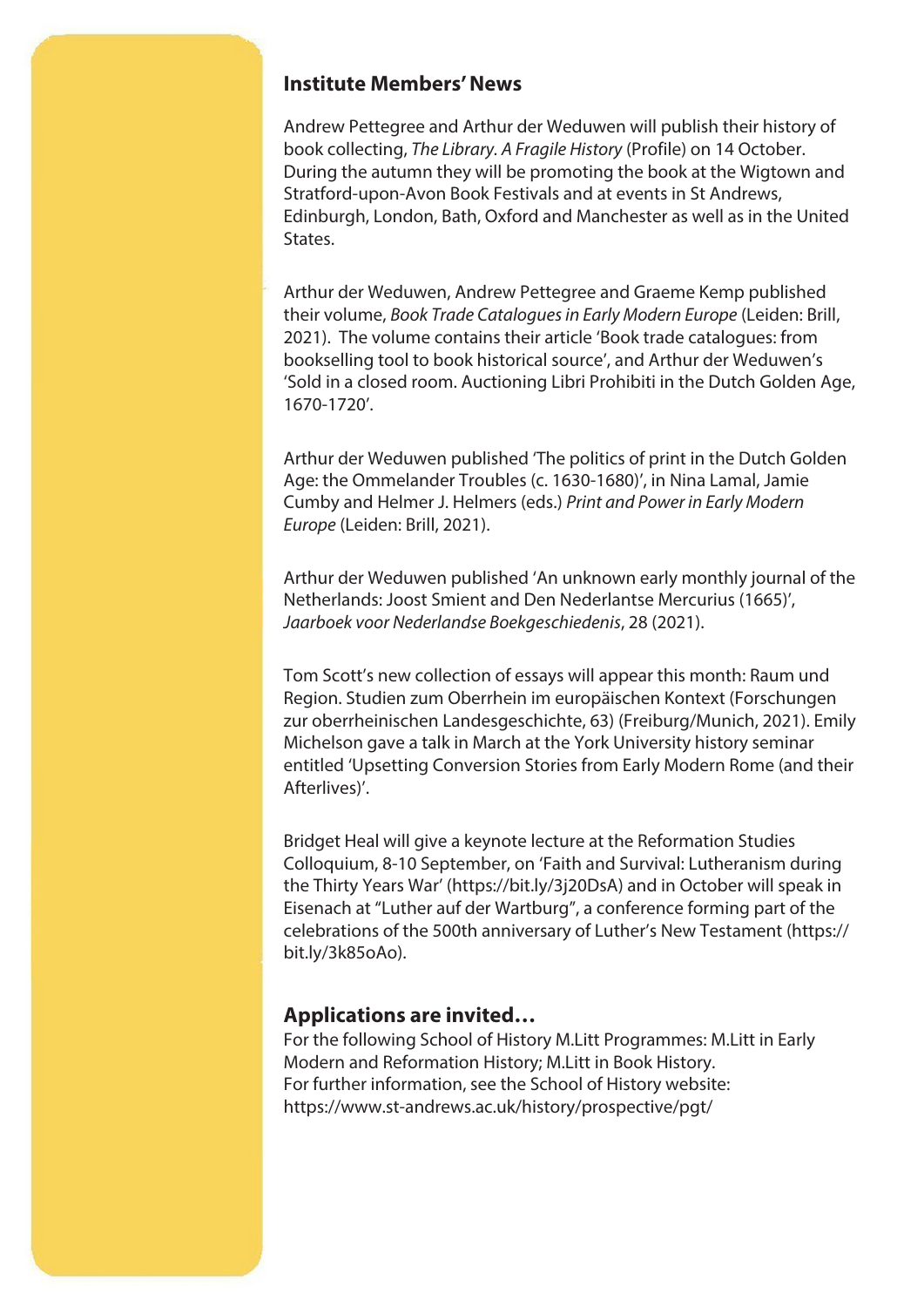## Institute Members' News

Andrew Pettegree and Arthur der Weduwen will publish their history of book collecting, *The Library. A Fragile History* (Profile) on 14 October. During the autumn they will be promoting the book at the Wigtown and Stratford-upon-Avon Book Festivals and at events in St Andrews, Edinburgh, London, Bath, Oxford and Manchester as well as in the United States.

Arthur der Weduwen, Andrew Pettegree and Graeme Kemp published their volume, *Book Trade Catalogues in Early Modern Europe* (Leiden: Brill, 2021). The volume contains their article 'Book trade catalogues: from bookselling tool to book historical source', and Arthur der Weduwen's 'Sold in a closed room. Auctioning Libri Prohibiti in the Dutch Golden Age, 1670-1720'.

Arthur der Weduwen published 'The politics of print in the Dutch Golden Age: the Ommelander Troubles (c. 1630-1680)', in Nina Lamal, Jamie Cumby and Helmer J. Helmers (eds.) *Print and Power in Early Modern Europe* (Leiden: Brill, 2021).

Arthur der Weduwen published 'An unknown early monthly journal of the Netherlands: Joost Smient and Den Nederlantse Mercurius (1665)', *Jaarboek voor Nederlandse Boekgeschiedenis*, 28 (2021).

Tom Scott's new collection of essays will appear this month: Raum und Region. Studien zum Oberrhein im europäischen Kontext (Forschungen zur oberrheinischen Landesgeschichte, 63) (Freiburg/Munich, 2021). Emily Michelson gave a talk in March at the York University history seminar entitled 'Upsetting Conversion Stories from Early Modern Rome (and their Afterlives)'.

Bridget Heal will give a keynote lecture at the Reformation Studies Colloquium, 8-10 September, on 'Faith and Survival: Lutheranism during the Thirty Years War' (https://bit.ly/3j20DsA) and in October will speak in Eisenach at "Luther auf der Wartburg", a conference forming part of the celebrations of the 500th anniversary of Luther's New Testament (https://bit.ly/3k85oAo).

## Applications are invited…

For the following School of History M.Litt Programmes: M.Litt in Early Modern and Reformation History; M.Litt in Book History.
For further information, see the School of History website:
https://www.st-andrews.ac.uk/history/prospective/pgt/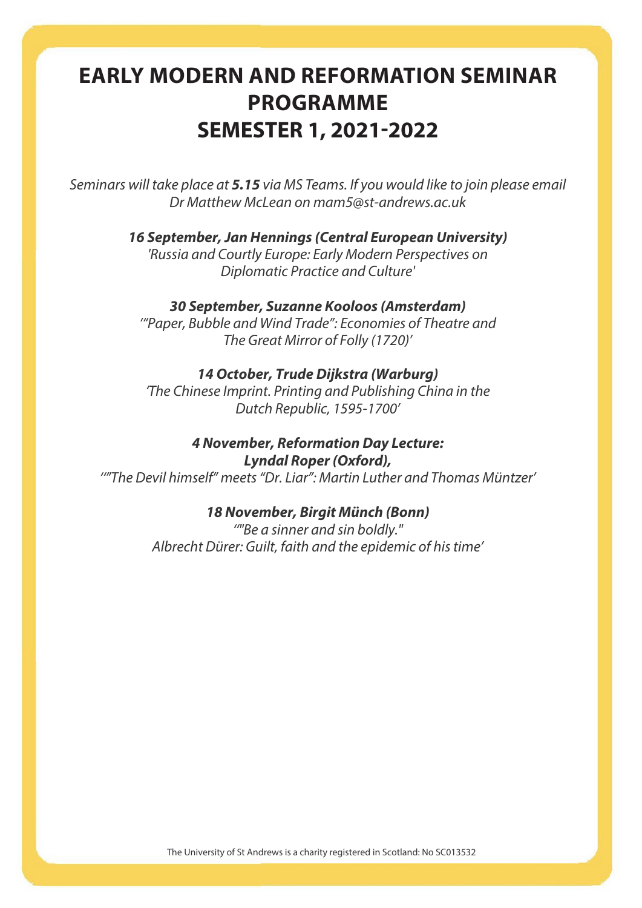# EARLY MODERN AND REFORMATION SEMINAR PROGRAMME
# SEMESTER 1, 2021-2022

*Seminars will take place at **5.15** via MS Teams. If you would like to join please email Dr Matthew McLean on mam5@st-andrews.ac.uk*

***16 September, Jan Hennings (Central European University)***
*'Russia and Courtly Europe: Early Modern Perspectives on Diplomatic Practice and Culture'*

***30 September, Suzanne Kooloos (Amsterdam)***
*'"Paper, Bubble and Wind Trade": Economies of Theatre and The Great Mirror of Folly (1720)'*

***14 October, Trude Dijkstra (Warburg)***
*'The Chinese Imprint. Printing and Publishing China in the Dutch Republic, 1595-1700'*

***4 November, Reformation Day Lecture: Lyndal Roper (Oxford),***
*'"The Devil himself" meets "Dr. Liar": Martin Luther and Thomas Müntzer'*

***18 November, Birgit Münch (Bonn)***
*'"Be a sinner and sin boldly." Albrecht Dürer: Guilt, faith and the epidemic of his time'*

The University of St Andrews is a charity registered in Scotland: No SC013532